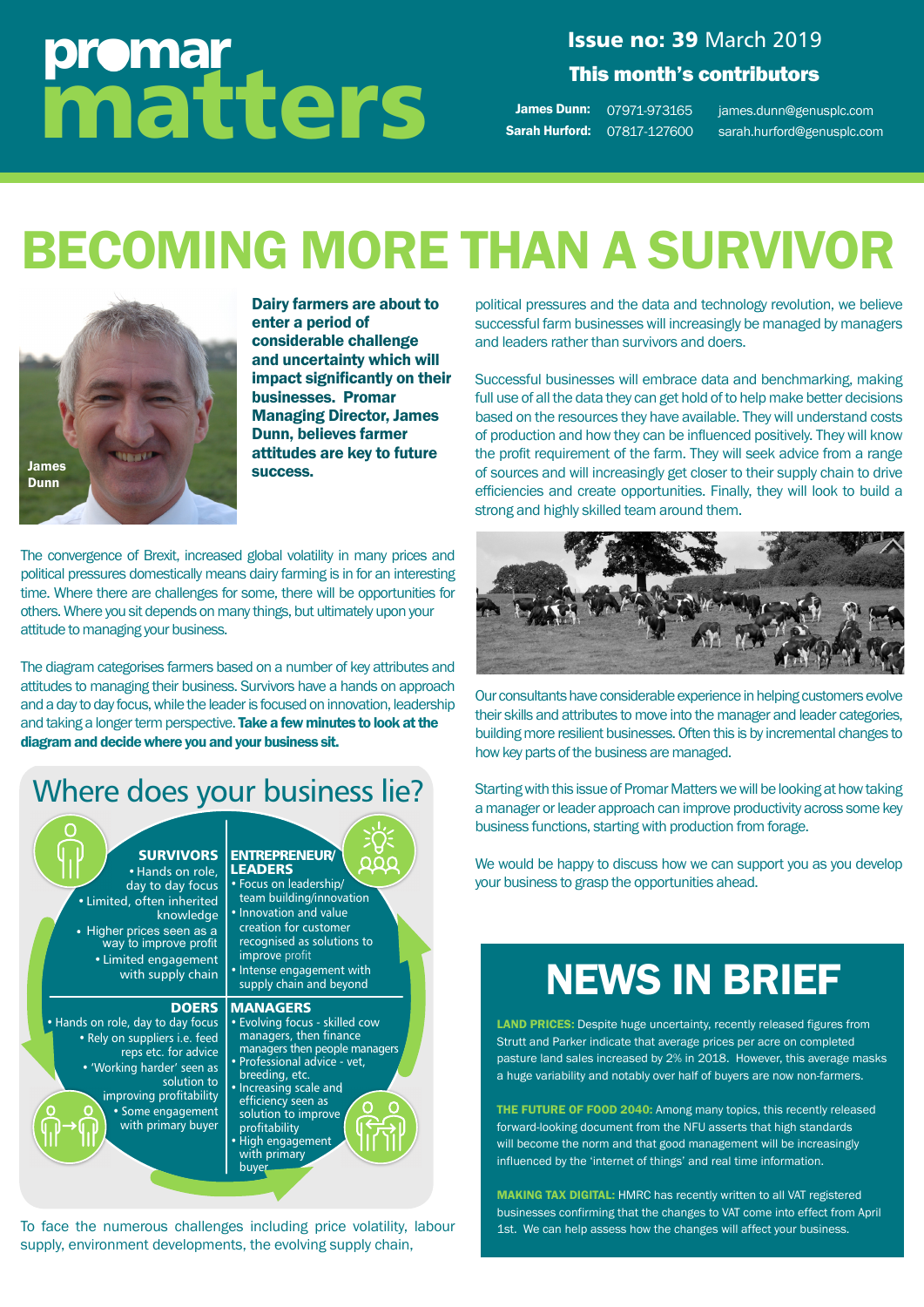# promar matters

**Issue no: 39** March 2019

**This month's contributors**

**James Dunn:** 07971-973165 james.dunn@genusplc.com
**Sarah Hurford:** 07817-127600 sarah.hurford@genusplc.com

# BECOMING MORE THAN A SURVIVOR

James Dunn

**Dairy farmers are about to enter a period of considerable challenge and uncertainty which will impact significantly on their businesses. Promar Managing Director, James Dunn, believes farmer attitudes are key to future success.**

The convergence of Brexit, increased global volatility in many prices and political pressures domestically means dairy farming is in for an interesting time. Where there are challenges for some, there will be opportunities for others. Where you sit depends on many things, but ultimately upon your attitude to managing your business.

The diagram categorises farmers based on a number of key attributes and attitudes to managing their business. Survivors have a hands on approach and a day to day focus, while the leader is focused on innovation, leadership and taking a longer term perspective. **Take a few minutes to look at the diagram and decide where you and your business sit.**

## Where does your business lie?

**SURVIVORS**
- Hands on role, day to day focus
- Limited, often inherited knowledge
- Higher prices seen as a way to improve profit
- Limited engagement with supply chain

**ENTREPRENEUR/ LEADERS**
- Focus on leadership/ team building/innovation
- Innovation and value creation for customer recognised as solutions to improve profit
- Intense engagement with supply chain and beyond

**DOERS**
- Hands on role, day to day focus
- Rely on suppliers i.e. feed reps etc. for advice
- 'Working harder' seen as solution to improving profitability
- Some engagement with primary buyer

**MANAGERS**
- Evolving focus - skilled cow managers, then finance managers then people managers
- Professional advice - vet, breeding, etc.
- Increasing scale and efficiency seen as solution to improve profitability
- High engagement with primary buyer

To face the numerous challenges including price volatility, labour supply, environment developments, the evolving supply chain, political pressures and the data and technology revolution, we believe successful farm businesses will increasingly be managed by managers and leaders rather than survivors and doers.

Successful businesses will embrace data and benchmarking, making full use of all the data they can get hold of to help make better decisions based on the resources they have available. They will understand costs of production and how they can be influenced positively. They will know the profit requirement of the farm. They will seek advice from a range of sources and will increasingly get closer to their supply chain to drive efficiencies and create opportunities. Finally, they will look to build a strong and highly skilled team around them.

Our consultants have considerable experience in helping customers evolve their skills and attributes to move into the manager and leader categories, building more resilient businesses. Often this is by incremental changes to how key parts of the business are managed.

Starting with this issue of Promar Matters we will be looking at how taking a manager or leader approach can improve productivity across some key business functions, starting with production from forage.

We would be happy to discuss how we can support you as you develop your business to grasp the opportunities ahead.

# NEWS IN BRIEF

**LAND PRICES:** Despite huge uncertainty, recently released figures from Strutt and Parker indicate that average prices per acre on completed pasture land sales increased by 2% in 2018. However, this average masks a huge variability and notably over half of buyers are now non-farmers.

**THE FUTURE OF FOOD 2040:** Among many topics, this recently released forward-looking document from the NFU asserts that high standards will become the norm and that good management will be increasingly influenced by the 'internet of things' and real time information.

**MAKING TAX DIGITAL:** HMRC has recently written to all VAT registered businesses confirming that the changes to VAT come into effect from April 1st. We can help assess how the changes will affect your business.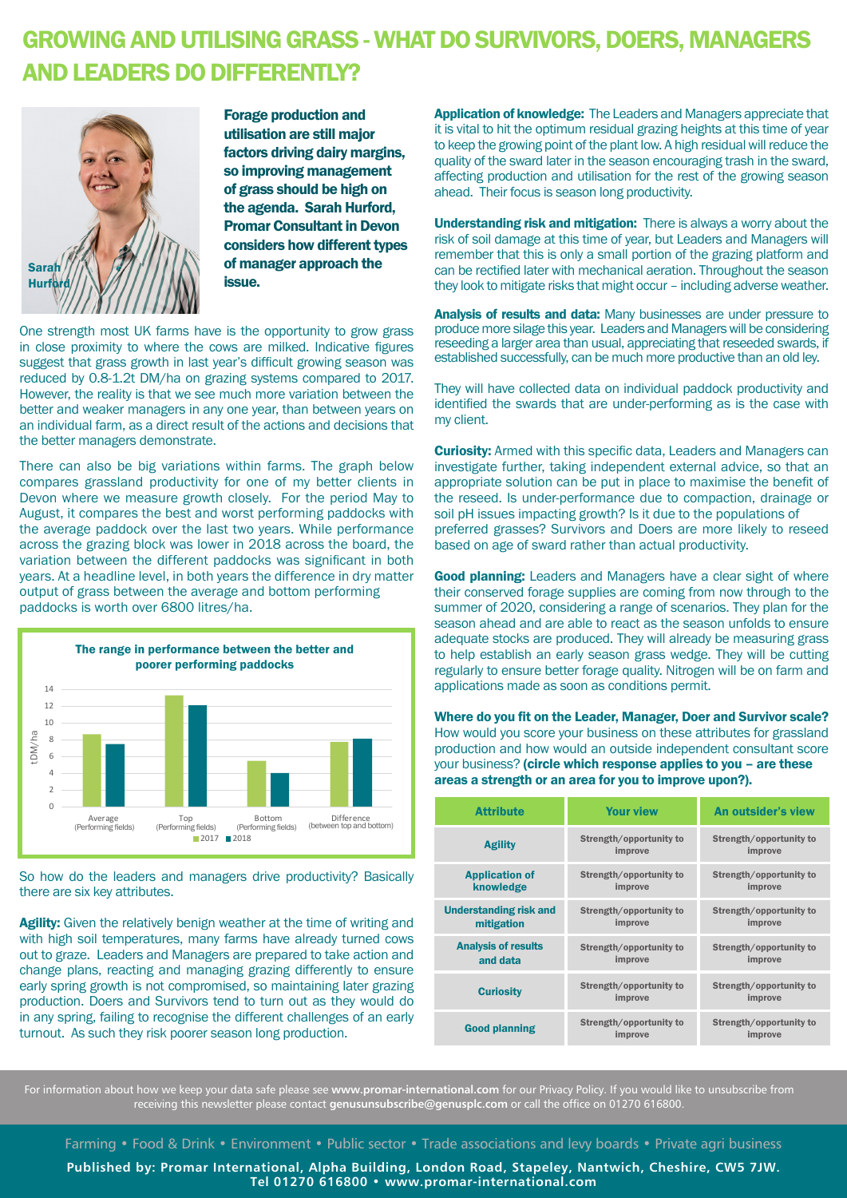# GROWING AND UTILISING GRASS - WHAT DO SURVIVORS, DOERS, MANAGERS AND LEADERS DO DIFFERENTLY?

Sarah Hurford

**Forage production and utilisation are still major factors driving dairy margins, so improving management of grass should be high on the agenda. Sarah Hurford, Promar Consultant in Devon considers how different types of manager approach the issue.**

One strength most UK farms have is the opportunity to grow grass in close proximity to where the cows are milked. Indicative figures suggest that grass growth in last year's difficult growing season was reduced by 0.8-1.2t DM/ha on grazing systems compared to 2017. However, the reality is that we see much more variation between the better and weaker managers in any one year, than between years on an individual farm, as a direct result of the actions and decisions that the better managers demonstrate.

There can also be big variations within farms. The graph below compares grassland productivity for one of my better clients in Devon where we measure growth closely. For the period May to August, it compares the best and worst performing paddocks with the average paddock over the last two years. While performance across the grazing block was lower in 2018 across the board, the variation between the different paddocks was significant in both years. At a headline level, in both years the difference in dry matter output of grass between the average and bottom performing paddocks is worth over 6800 litres/ha.

**The range in performance between the better and poorer performing paddocks**

tDM/ha

0, 2, 4, 6, 8, 10, 12, 14

Average (Performing fields)
Top (Performing fields)
Bottom (Performing fields)
Difference (between top and bottom)

2017 2018

So how do the leaders and managers drive productivity? Basically there are six key attributes.

**Agility:** Given the relatively benign weather at the time of writing and with high soil temperatures, many farms have already turned cows out to graze. Leaders and Managers are prepared to take action and change plans, reacting and managing grazing differently to ensure early spring growth is not compromised, so maintaining later grazing production. Doers and Survivors tend to turn out as they would do in any spring, failing to recognise the different challenges of an early turnout. As such they risk poorer season long production.

**Application of knowledge:** The Leaders and Managers appreciate that it is vital to hit the optimum residual grazing heights at this time of year to keep the growing point of the plant low. A high residual will reduce the quality of the sward later in the season encouraging trash in the sward, affecting production and utilisation for the rest of the growing season ahead. Their focus is season long productivity.

**Understanding risk and mitigation:** There is always a worry about the risk of soil damage at this time of year, but Leaders and Managers will remember that this is only a small portion of the grazing platform and can be rectified later with mechanical aeration. Throughout the season they look to mitigate risks that might occur – including adverse weather.

**Analysis of results and data:** Many businesses are under pressure to produce more silage this year. Leaders and Managers will be considering reseeding a larger area than usual, appreciating that reseeded swards, if established successfully, can be much more productive than an old ley.

They will have collected data on individual paddock productivity and identified the swards that are under-performing as is the case with my client.

**Curiosity:** Armed with this specific data, Leaders and Managers can investigate further, taking independent external advice, so that an appropriate solution can be put in place to maximise the benefit of the reseed. Is under-performance due to compaction, drainage or soil pH issues impacting growth? Is it due to the populations of preferred grasses? Survivors and Doers are more likely to reseed based on age of sward rather than actual productivity.

**Good planning:** Leaders and Managers have a clear sight of where their conserved forage supplies are coming from now through to the summer of 2020, considering a range of scenarios. They plan for the season ahead and are able to react as the season unfolds to ensure adequate stocks are produced. They will already be measuring grass to help establish an early season grass wedge. They will be cutting regularly to ensure better forage quality. Nitrogen will be on farm and applications made as soon as conditions permit.

**Where do you fit on the Leader, Manager, Doer and Survivor scale?** How would you score your business on these attributes for grassland production and how would an outside independent consultant score your business? **(circle which response applies to you – are these areas a strength or an area for you to improve upon?).**

| Attribute | Your view | An outsider's view |
|---|---|---|
| Agility | Strength/opportunity to improve | Strength/opportunity to improve |
| Application of knowledge | Strength/opportunity to improve | Strength/opportunity to improve |
| Understanding risk and mitigation | Strength/opportunity to improve | Strength/opportunity to improve |
| Analysis of results and data | Strength/opportunity to improve | Strength/opportunity to improve |
| Curiosity | Strength/opportunity to improve | Strength/opportunity to improve |
| Good planning | Strength/opportunity to improve | Strength/opportunity to improve |

For information about how we keep your data safe please see **www.promar-international.com** for our Privacy Policy. If you would like to unsubscribe from receiving this newsletter please contact **genusunsubscribe@genusplc.com** or call the office on 01270 616800.

Farming • Food & Drink • Environment • Public sector • Trade associations and levy boards • Private agri business

**Published by: Promar International, Alpha Building, London Road, Stapeley, Nantwich, Cheshire, CW5 7JW. Tel 01270 616800 • www.promar-international.com**